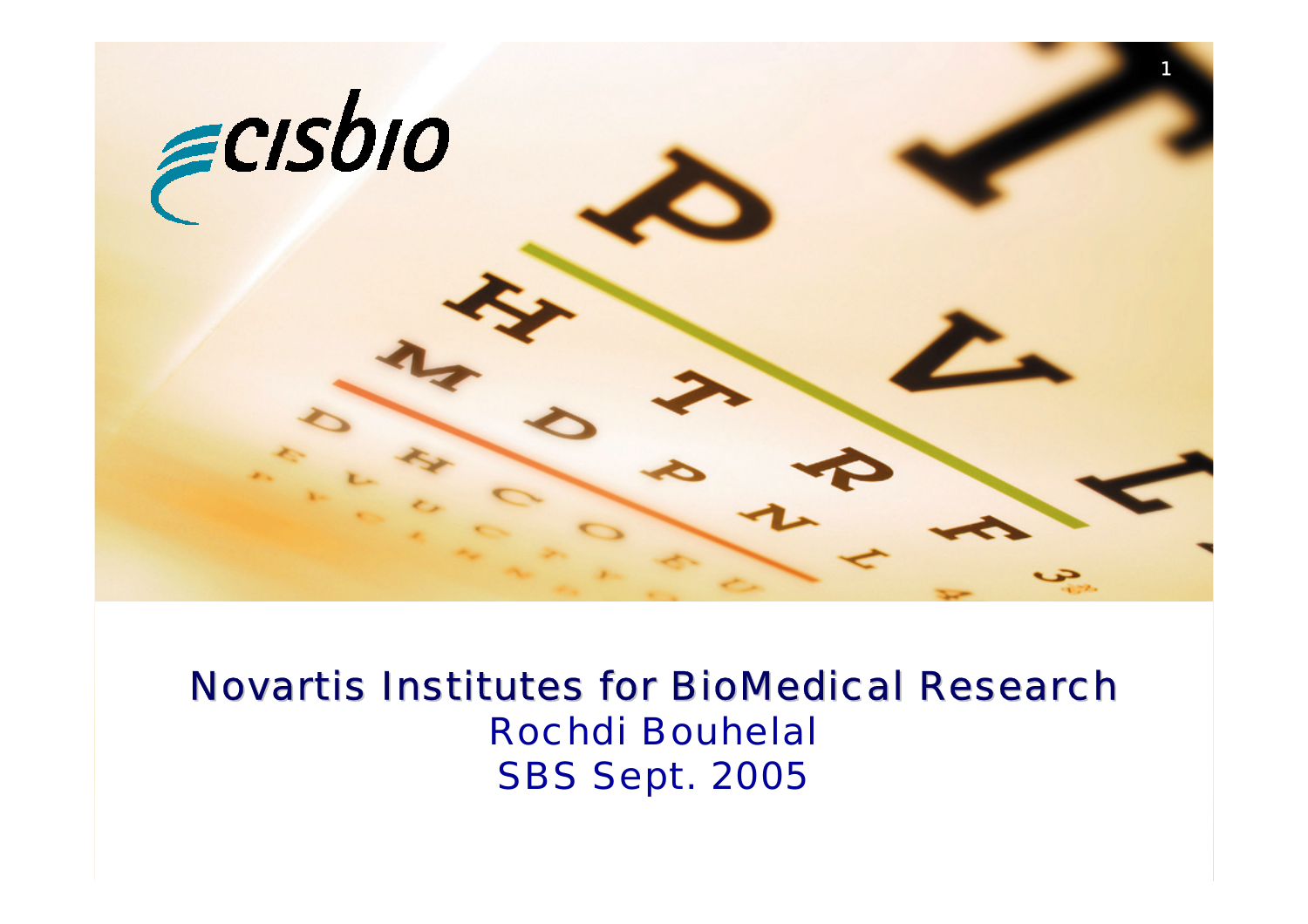# Novartis Institutes for BioMedical Research

Rochdi Bouhelal

SBS Sept. 2005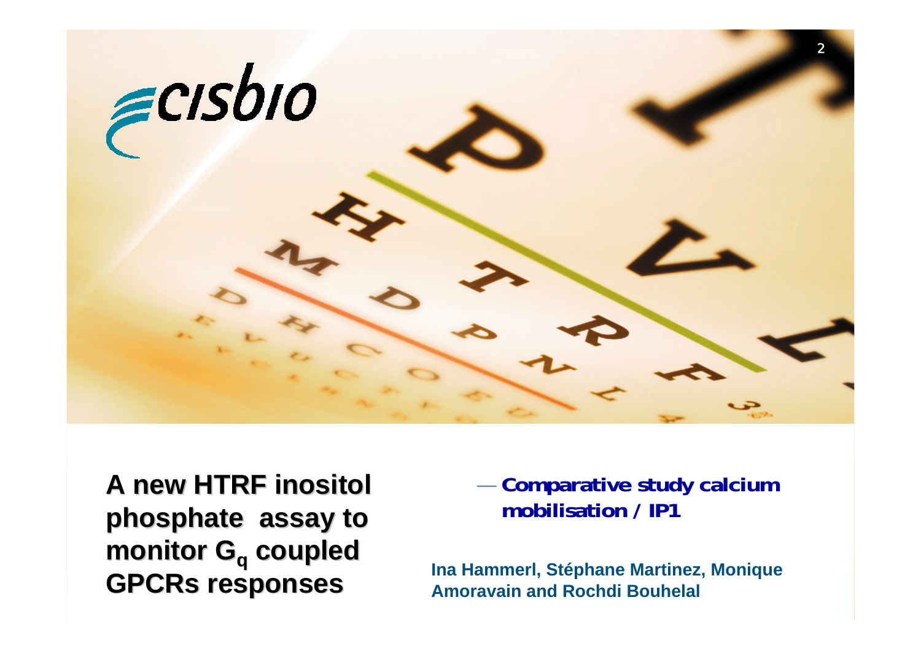# A new HTRF inositol phosphate assay to monitor $G_q$ coupled GPCRs responses

— **Comparative study calcium mobilisation / IP1**

**Ina Hammerl, Stéphane Martinez, Monique Amoravain and Rochdi Bouhelal**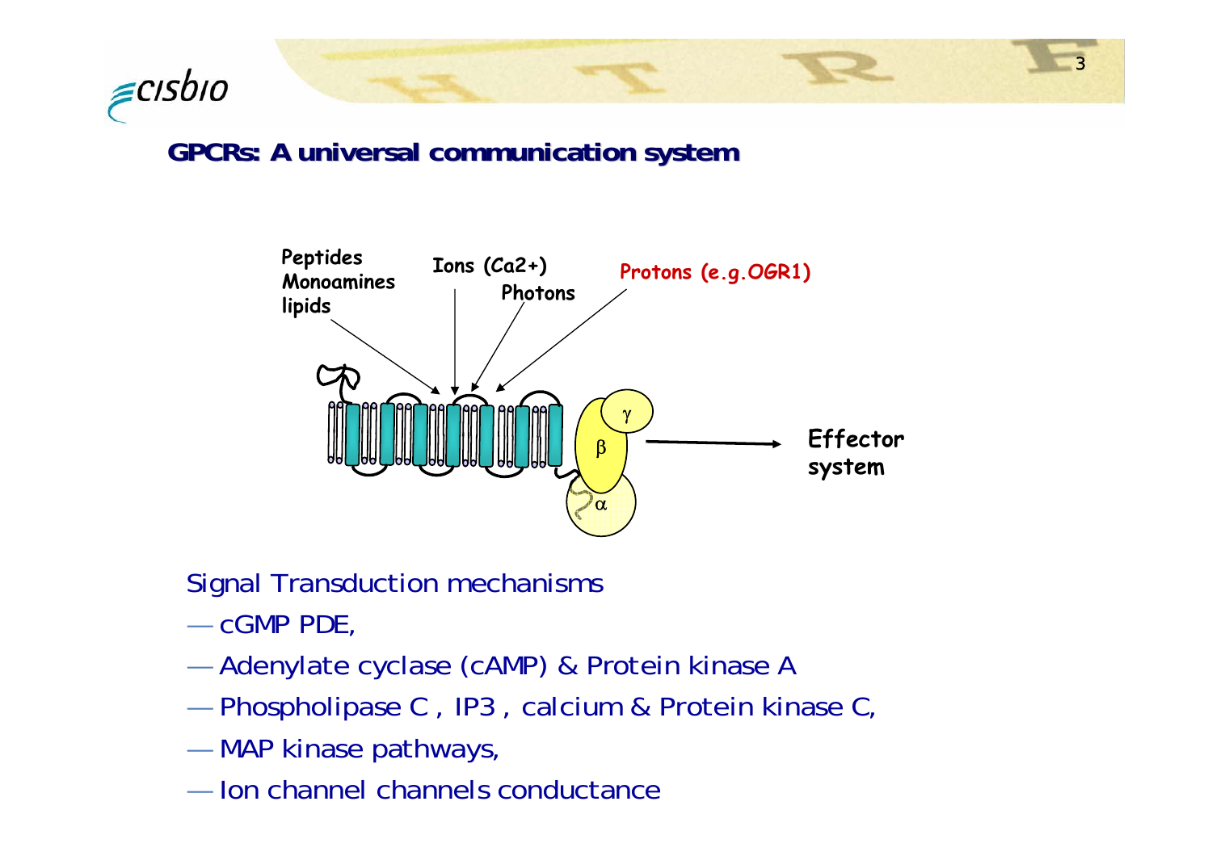## GPCRs: A universal communication system

Peptides
Monoamines
lipids

Ions ($Ca^{2+}$)

Photons

Protons (e.g.OGR1)

γ

β

α

Effector system

Signal Transduction mechanisms

- cGMP PDE,
- Adenylate cyclase (cAMP) & Protein kinase A
- Phospholipase C , IP3 , calcium & Protein kinase C,
- MAP kinase pathways,
- Ion channel channels conductance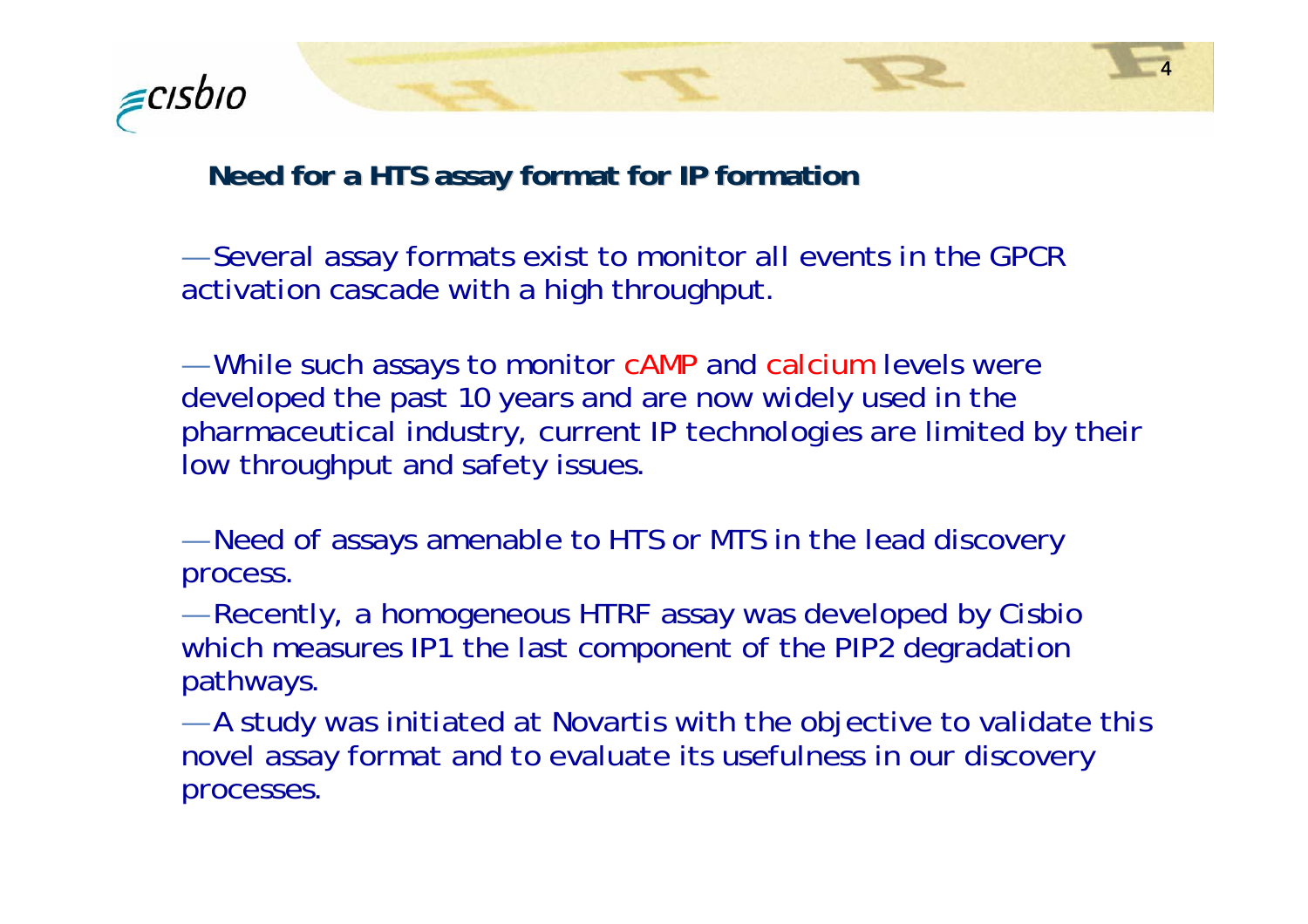## Need for a HTS assay format for IP formation

- Several assay formats exist to monitor all events in the GPCR activation cascade with a high throughput.

- While such assays to monitor cAMP and calcium levels were developed the past 10 years and are now widely used in the pharmaceutical industry, current IP technologies are limited by their low throughput and safety issues.

- Need of assays amenable to HTS or MTS in the lead discovery process.
- Recently, a homogeneous HTRF assay was developed by Cisbio which measures IP1 the last component of the PIP2 degradation pathways.
- A study was initiated at Novartis with the objective to validate this novel assay format and to evaluate its usefulness in our discovery processes.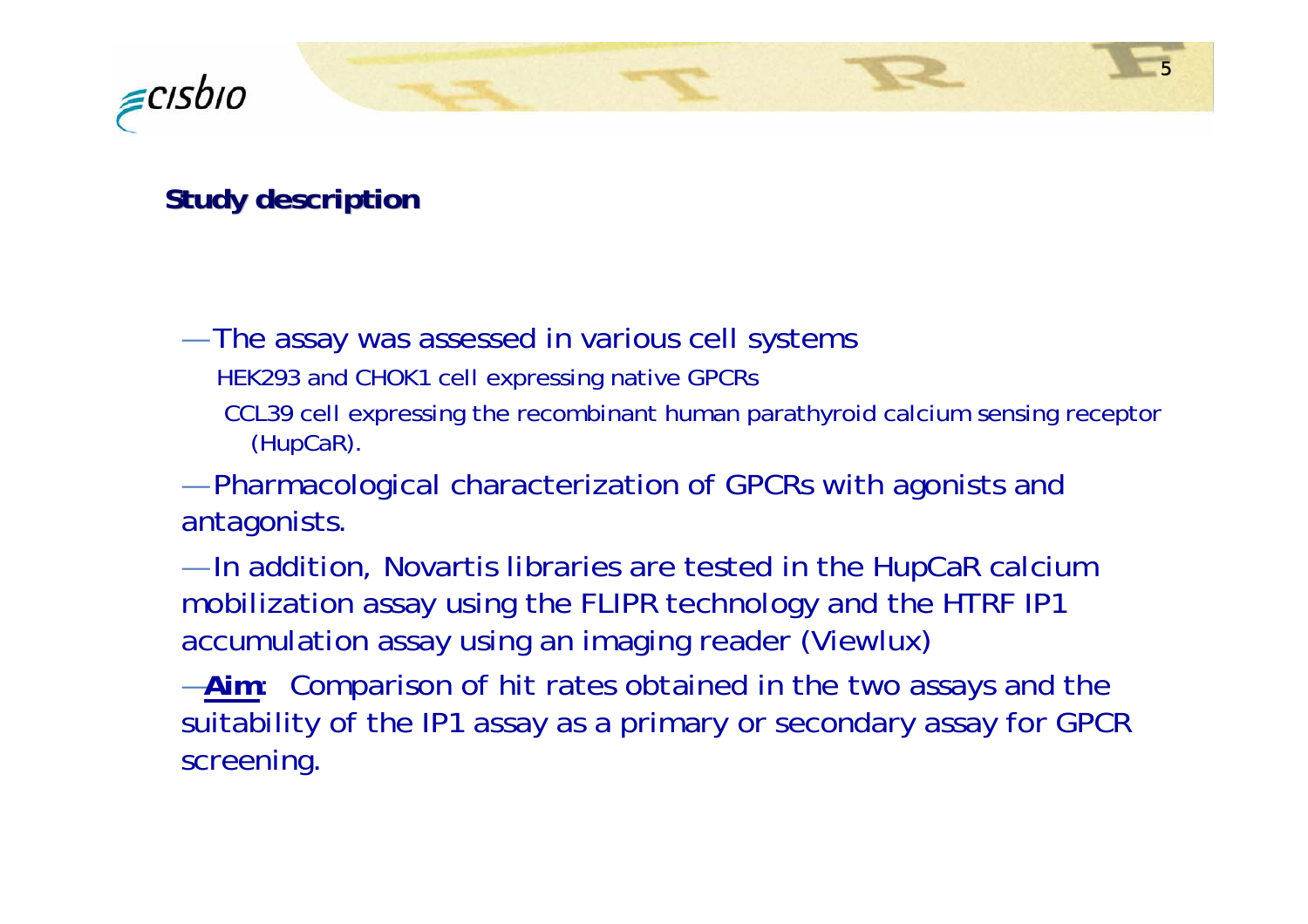## Study description

- The assay was assessed in various cell systems
  - HEK293 and CHOK1 cell expressing native GPCRs
  - CCL39 cell expressing the recombinant human parathyroid calcium sensing receptor (HupCaR).
- Pharmacological characterization of GPCRs with agonists and antagonists.
- In addition, Novartis libraries are tested in the HupCaR calcium mobilization assay using the FLIPR technology and the HTRF IP1 accumulation assay using an imaging reader (Viewlux)
- **Aim**: Comparison of hit rates obtained in the two assays and the suitability of the IP1 assay as a primary or secondary assay for GPCR screening.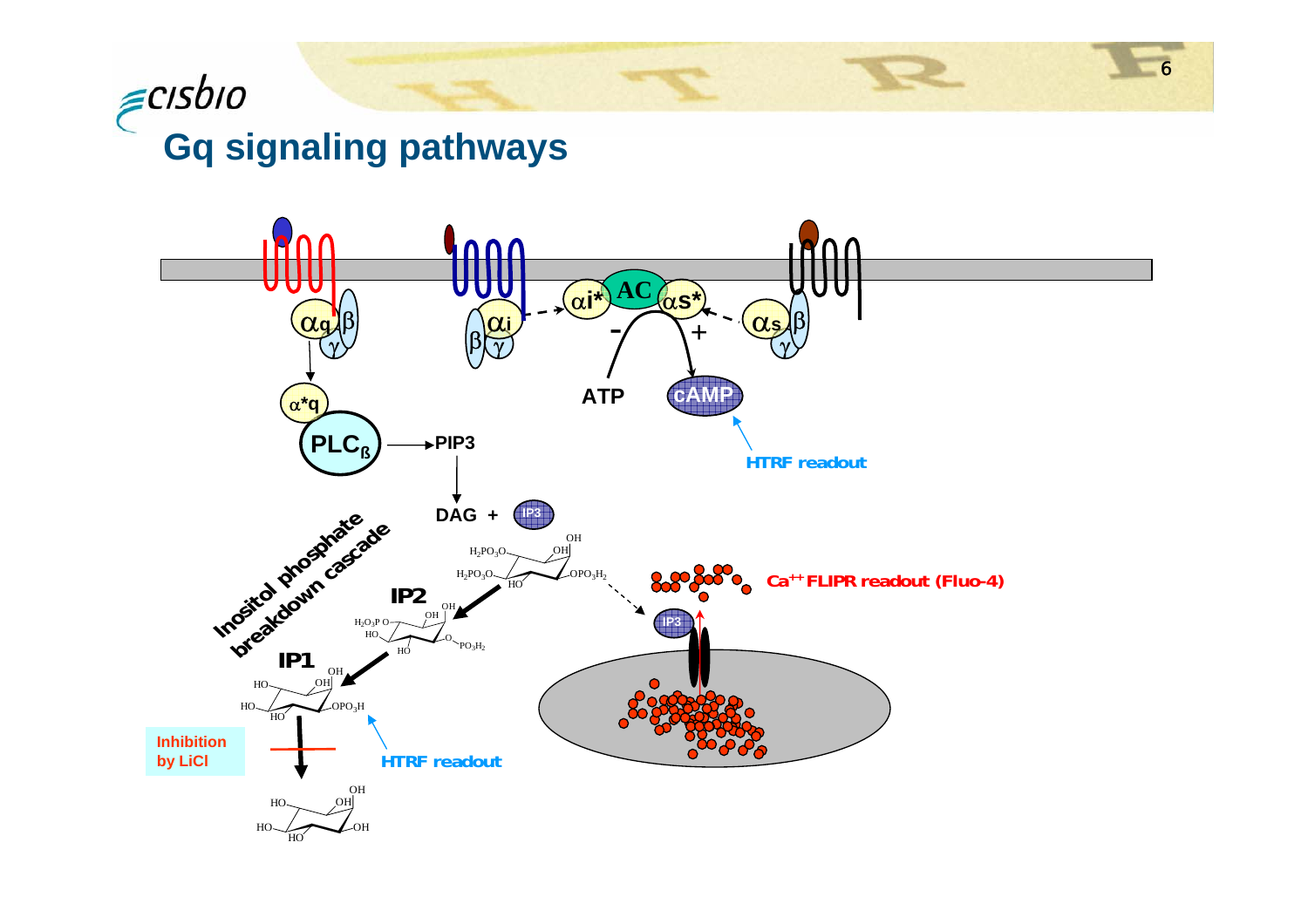# Gq signaling pathways

$\alpha q$ — $\beta$ — $\gamma$

$\alpha$\*q

$PLC_{ß}$ → PIP3

DAG + IP3

$\alpha i$ — $\beta$ — $\gamma$

$\alpha i$\* — AC — $\alpha s$\*

$\alpha s$ — $\beta$ — $\gamma$

- / +

ATP → cAMP

HTRF readout

Inositol phosphate breakdown cascade

IP2

IP1

Inhibition by LiCl

HTRF readout

IP3

$Ca^{++}$ FLIPR readout (Fluo-4)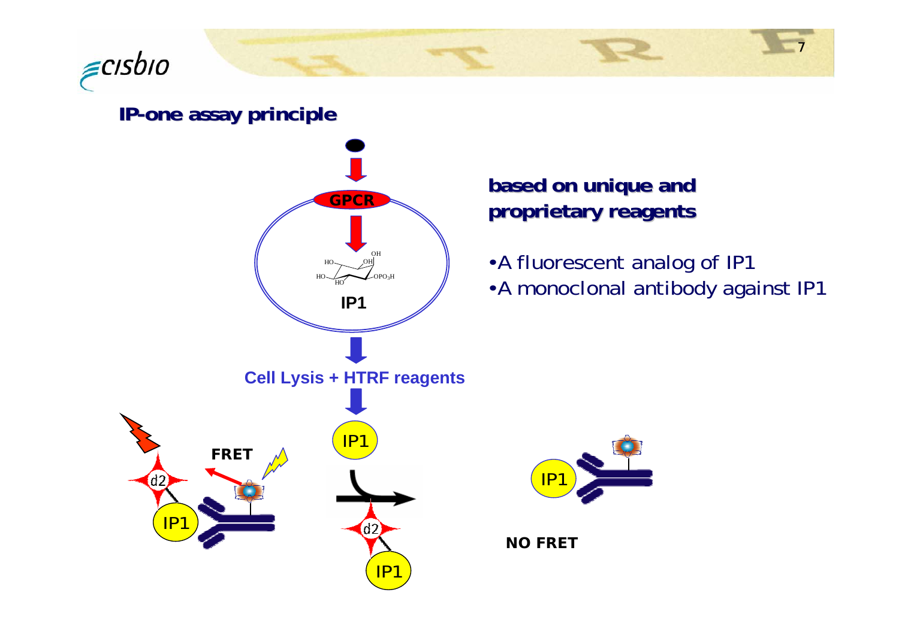## IP-one assay principle

GPCR

IP1

Cell Lysis + HTRF reagents

IP1

FRET

d2

IP1

d2

IP1

IP1

NO FRET

**based on unique and proprietary reagents**

- A fluorescent analog of IP1
- A monoclonal antibody against IP1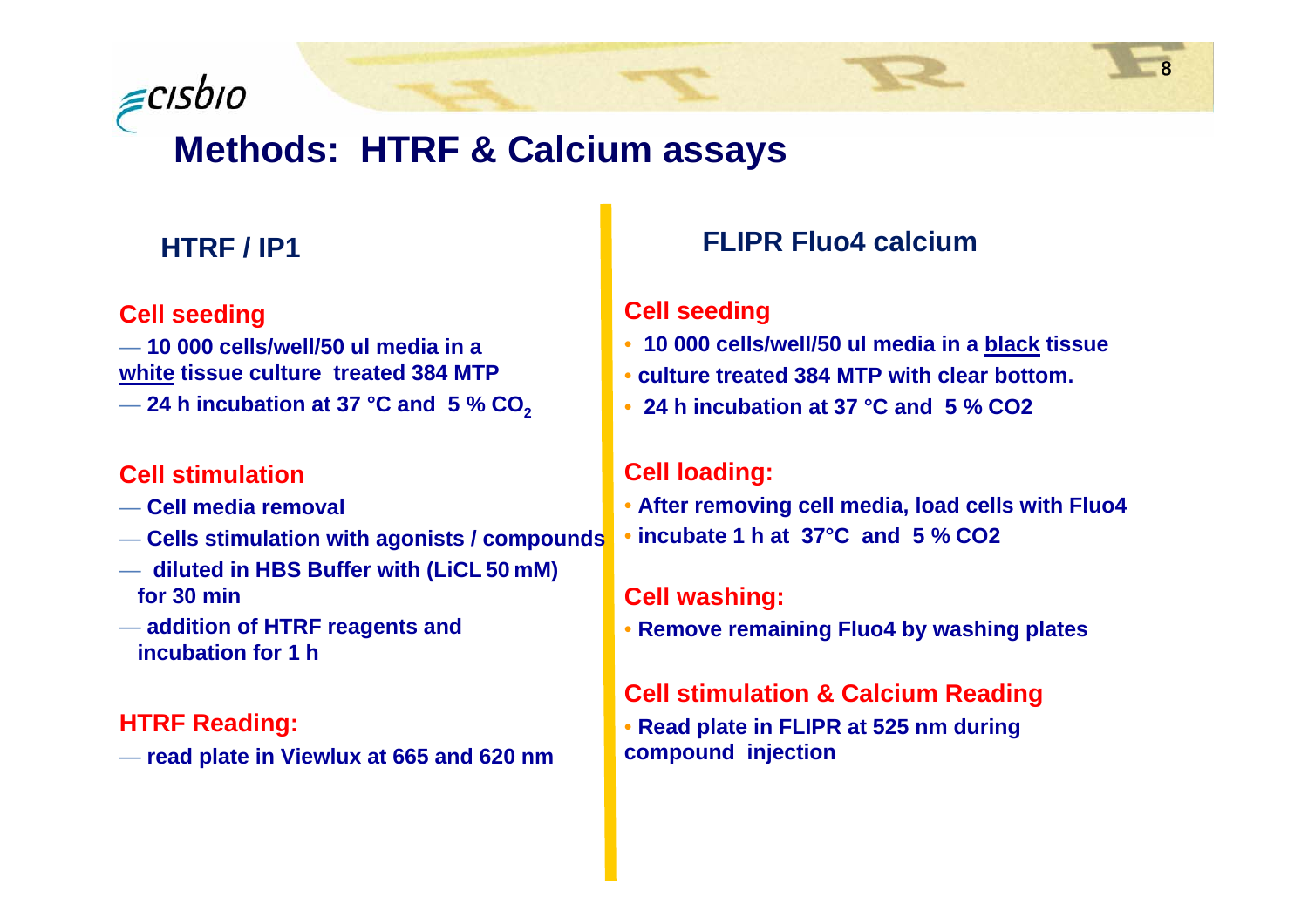# Methods: HTRF & Calcium assays

## HTRF / IP1

### Cell seeding

- 10 000 cells/well/50 ul media in a <u>white</u> tissue culture treated 384 MTP
- 24 h incubation at 37 °C and 5 % $CO_2$

### Cell stimulation

- Cell media removal
- Cells stimulation with agonists / compounds
- diluted in HBS Buffer with (LiCL 50 mM) for 30 min
- addition of HTRF reagents and incubation for 1 h

### HTRF Reading:

- read plate in Viewlux at 665 and 620 nm

## FLIPR Fluo4 calcium

### Cell seeding

- 10 000 cells/well/50 ul media in a <u>black</u> tissue
- culture treated 384 MTP with clear bottom.
- 24 h incubation at 37 °C and 5 % CO2

### Cell loading:

- After removing cell media, load cells with Fluo4
- incubate 1 h at 37°C and 5 % CO2

### Cell washing:

- Remove remaining Fluo4 by washing plates

### Cell stimulation & Calcium Reading

- Read plate in FLIPR at 525 nm during compound injection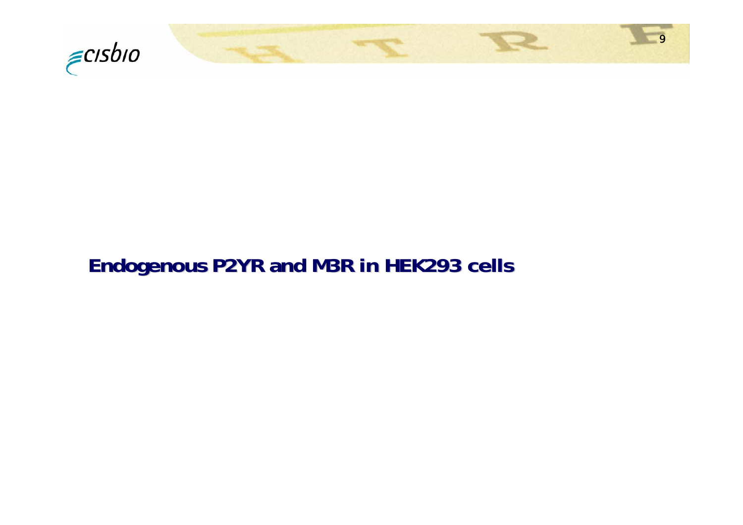# Endogenous P2YR and M3R in HEK293 cells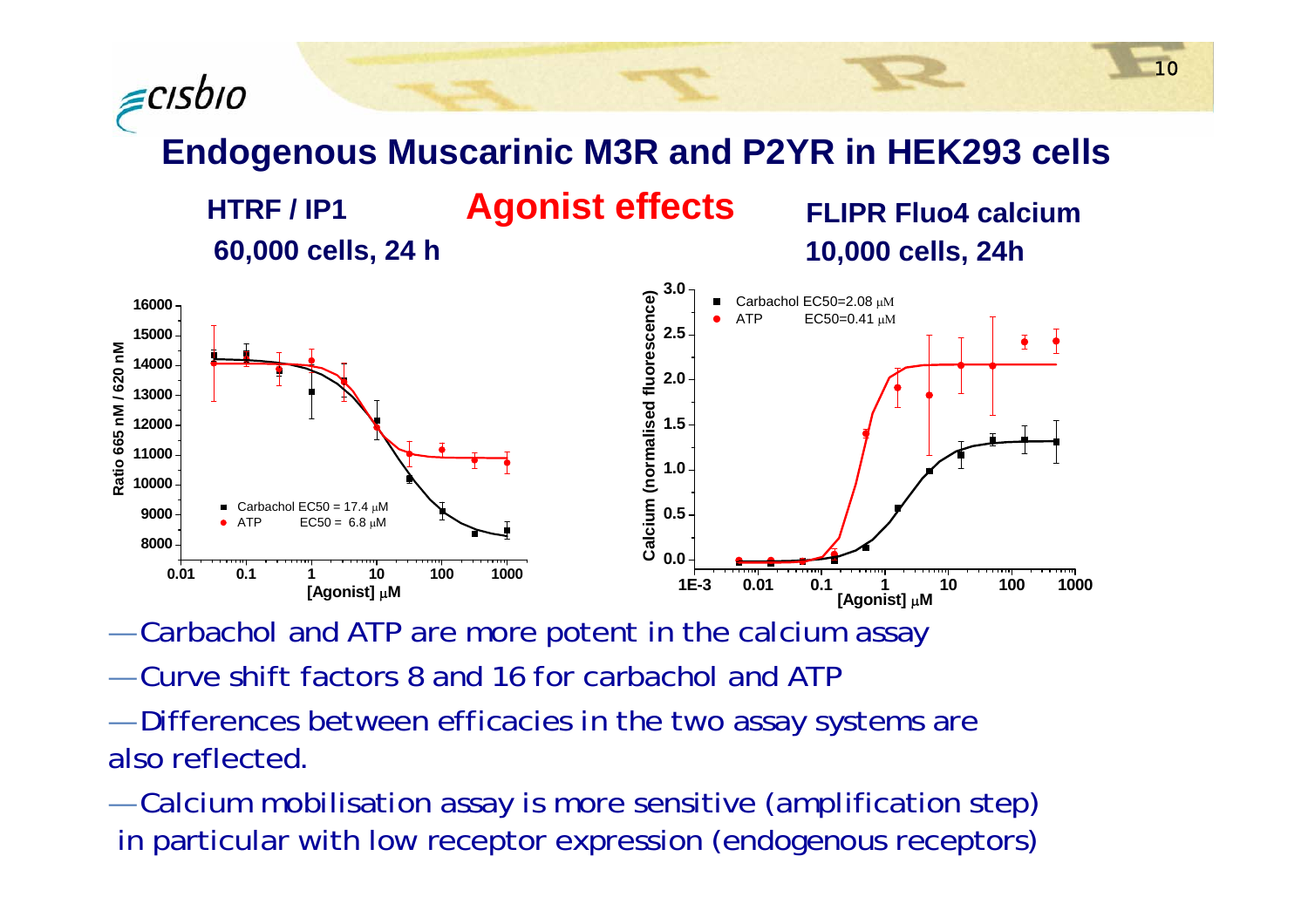# Endogenous Muscarinic M3R and P2YR in HEK293 cells

## Agonist effects

**HTRF / IP1**
**60,000 cells, 24 h**

Carbachol EC50 = 17.4 µM
ATP EC50 = 6.8 µM

**FLIPR Fluo4 calcium**
**10,000 cells, 24h**

Carbachol EC50=2.08 µM
ATP EC50=0.41 µM

- Carbachol and ATP are more potent in the calcium assay
- Curve shift factors 8 and 16 for carbachol and ATP
- Differences between efficacies in the two assay systems are also reflected.
- Calcium mobilisation assay is more sensitive (amplification step) in particular with low receptor expression (endogenous receptors)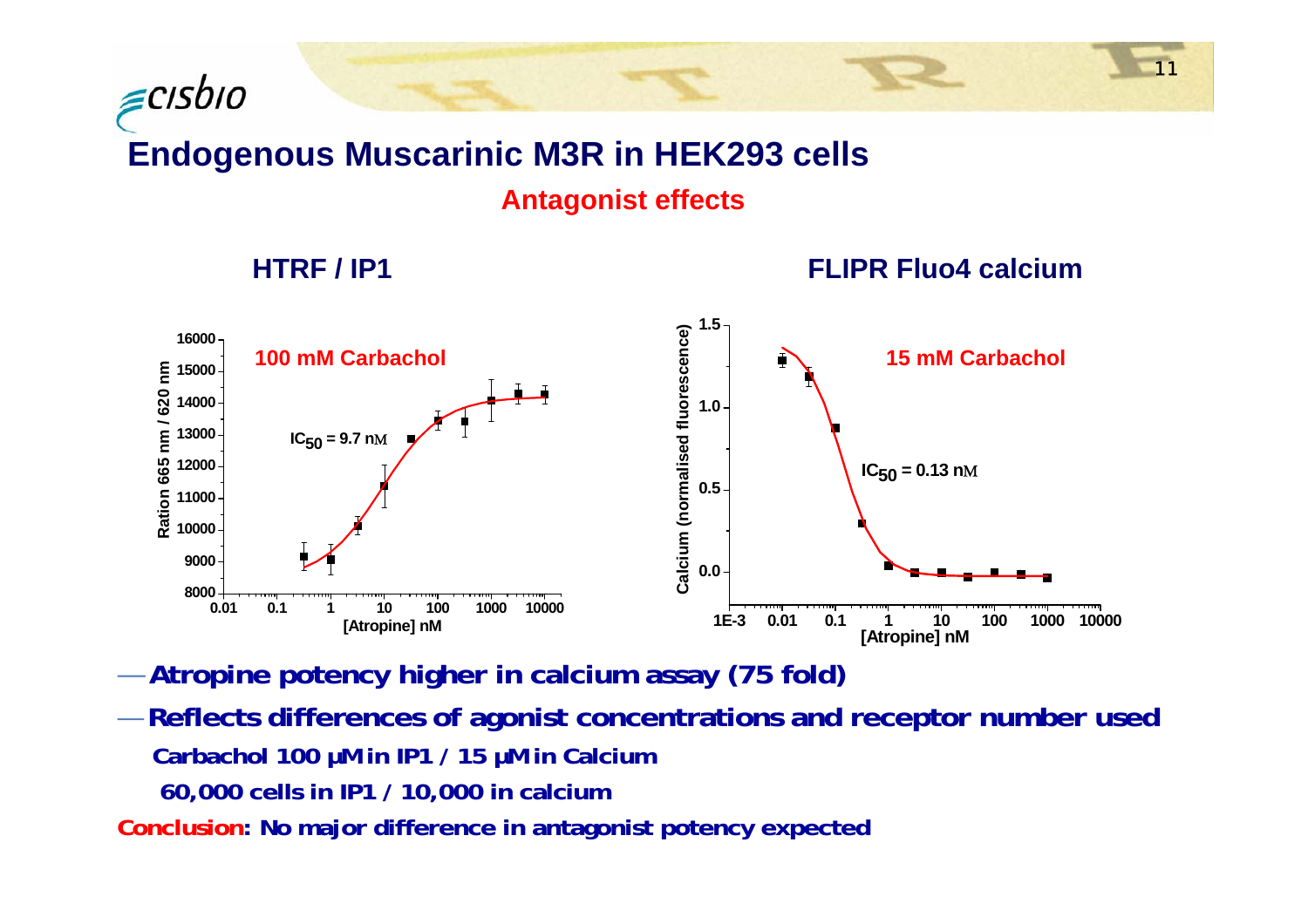## Endogenous Muscarinic M3R in HEK293 cells

### Antagonist effects

**HTRF / IP1**

100 mM Carbachol

$IC_{50}$ = 9.7 nM

Ration 665 nm / 620 nm

[Atropine] nM

**FLIPR Fluo4 calcium**

15 mM Carbachol

$IC_{50}$ = 0.13 nM

Calcium (normalised fluorescence)

[Atropine] nM

- **Atropine potency higher in calcium assay (75 fold)**
- **Reflects differences of agonist concentrations and receptor number used**
  - **Carbachol 100 µM in IP1 / 15 µM in Calcium**
  - **60,000 cells in IP1 / 10,000 in calcium**

**Conclusion: No major difference in antagonist potency expected**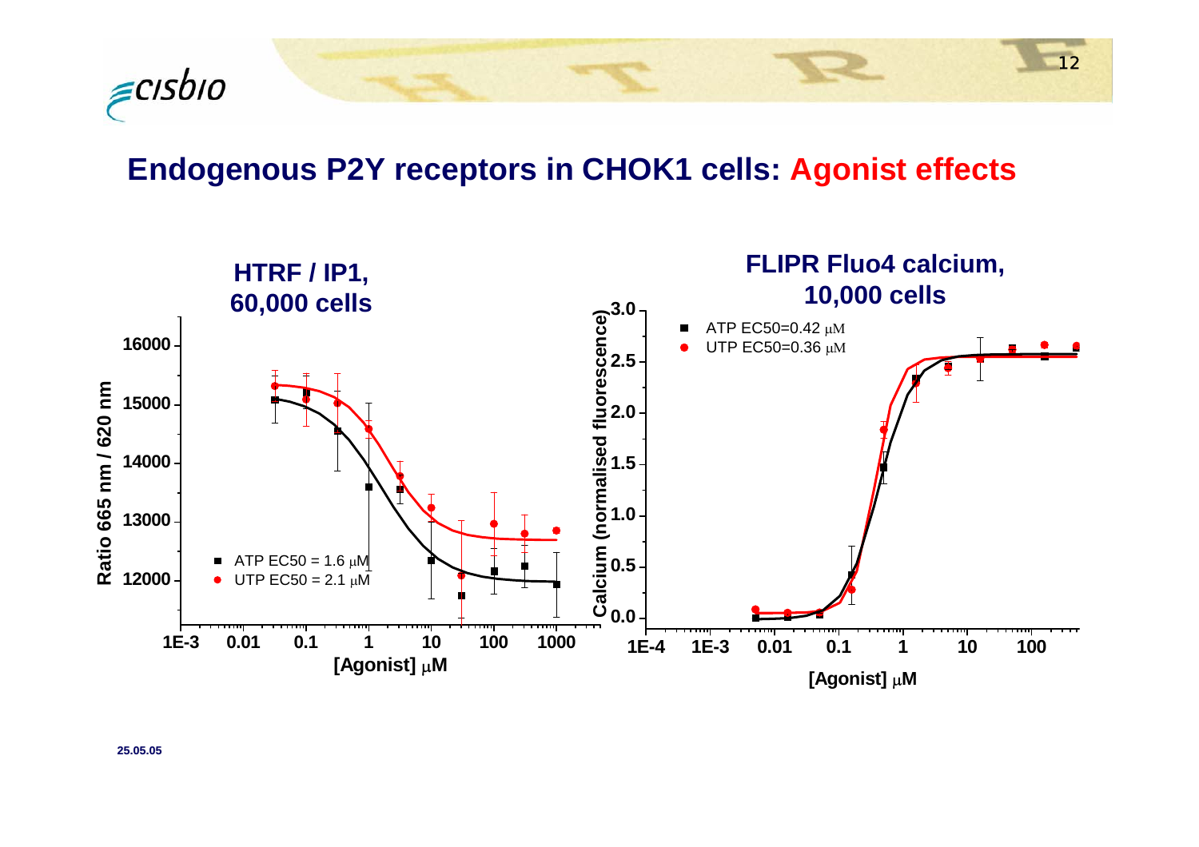## Endogenous P2Y receptors in CHOK1 cells: Agonist effects

**HTRF / IP1, 60,000 cells**

- ATP EC50 = 1.6 μM
- UTP EC50 = 2.1 μM

**FLIPR Fluo4 calcium, 10,000 cells**

- ATP EC50=0.42 μM
- UTP EC50=0.36 μM

25.05.05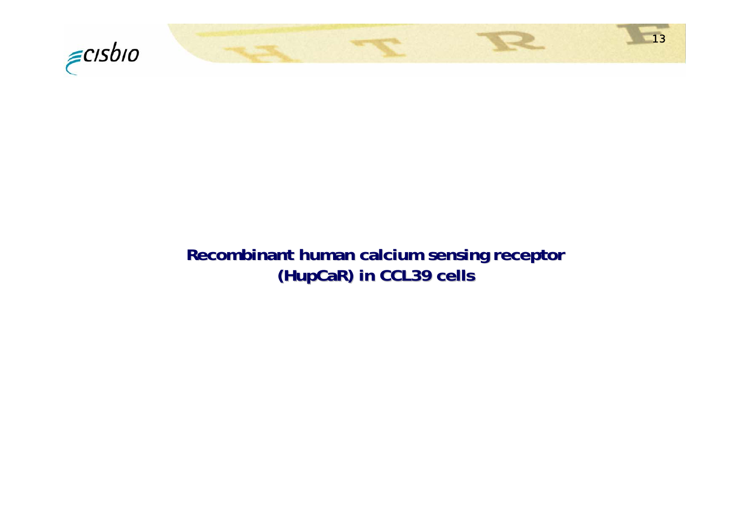## Recombinant human calcium sensing receptor (HupCaR) in CCL39 cells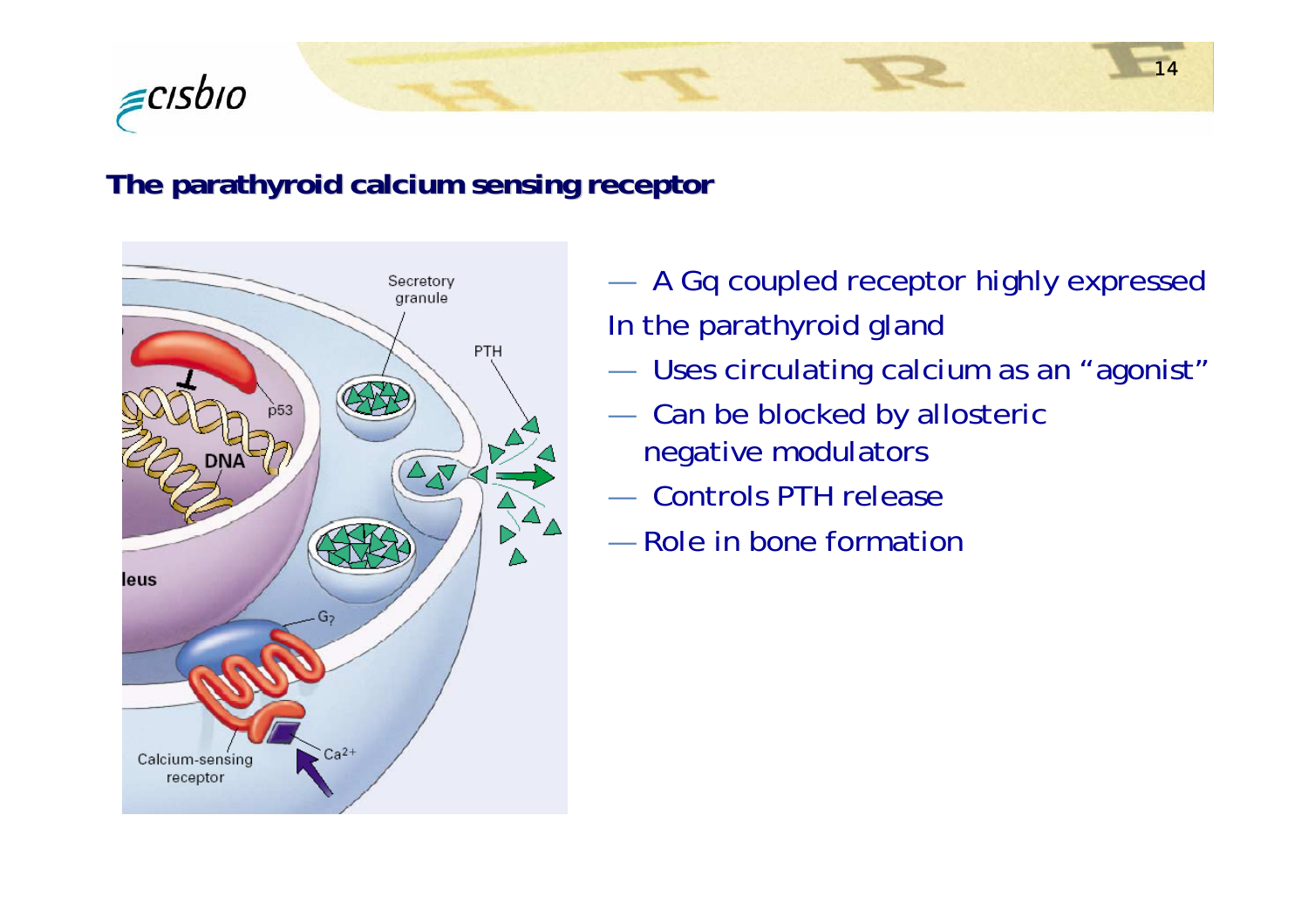## The parathyroid calcium sensing receptor

- A Gq coupled receptor highly expressed In the parathyroid gland
- Uses circulating calcium as an "agonist"
- Can be blocked by allosteric negative modulators
- Controls PTH release
- Role in bone formation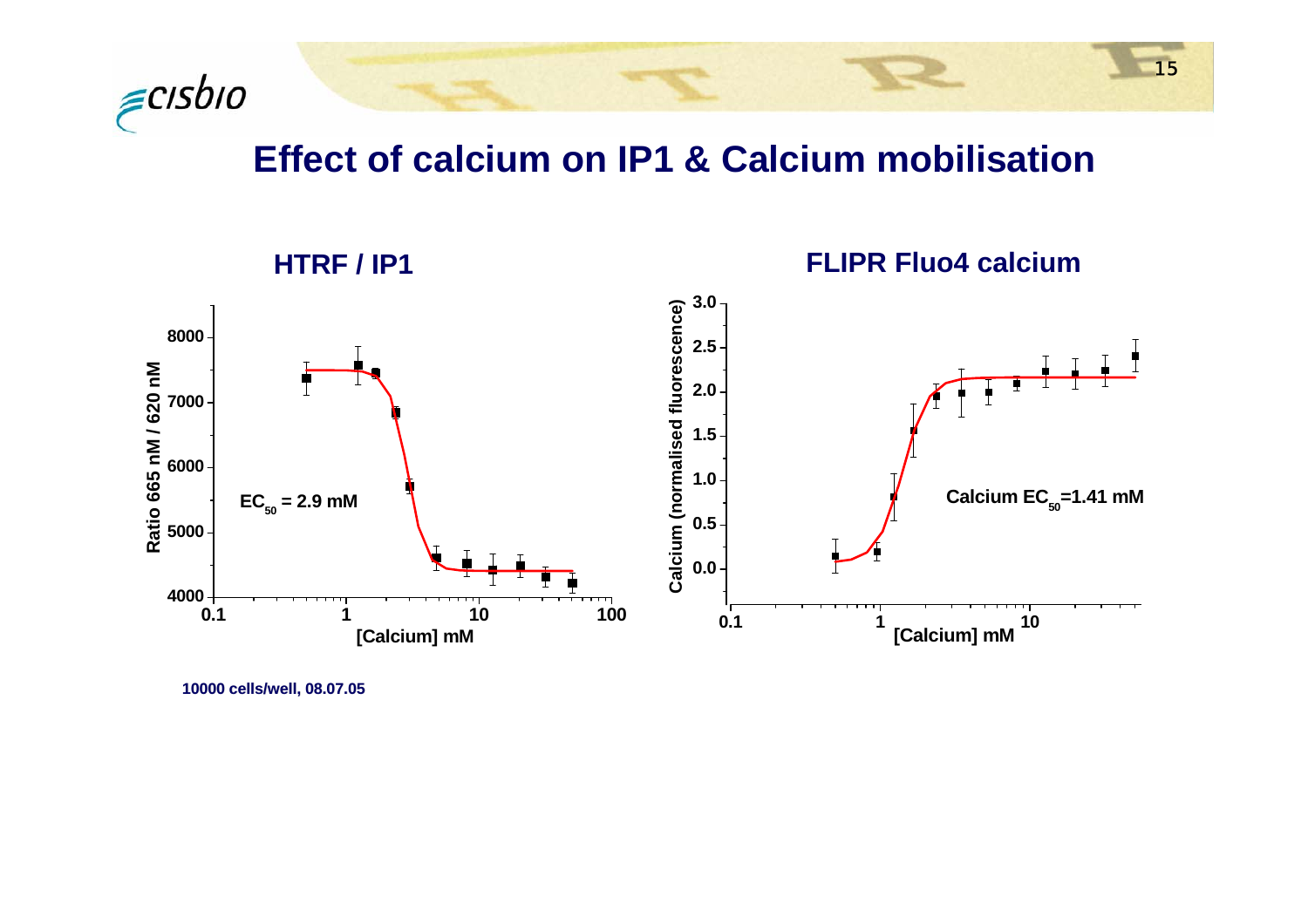# Effect of calcium on IP1 & Calcium mobilisation

## HTRF / IP1

$EC_{50}$ = 2.9 mM

Ratio 665 nM / 620 nM

[Calcium] mM

## FLIPR Fluo4 calcium

Calcium $EC_{50}$=1.41 mM

Calcium (normalised fluorescence)

[Calcium] mM

10000 cells/well, 08.07.05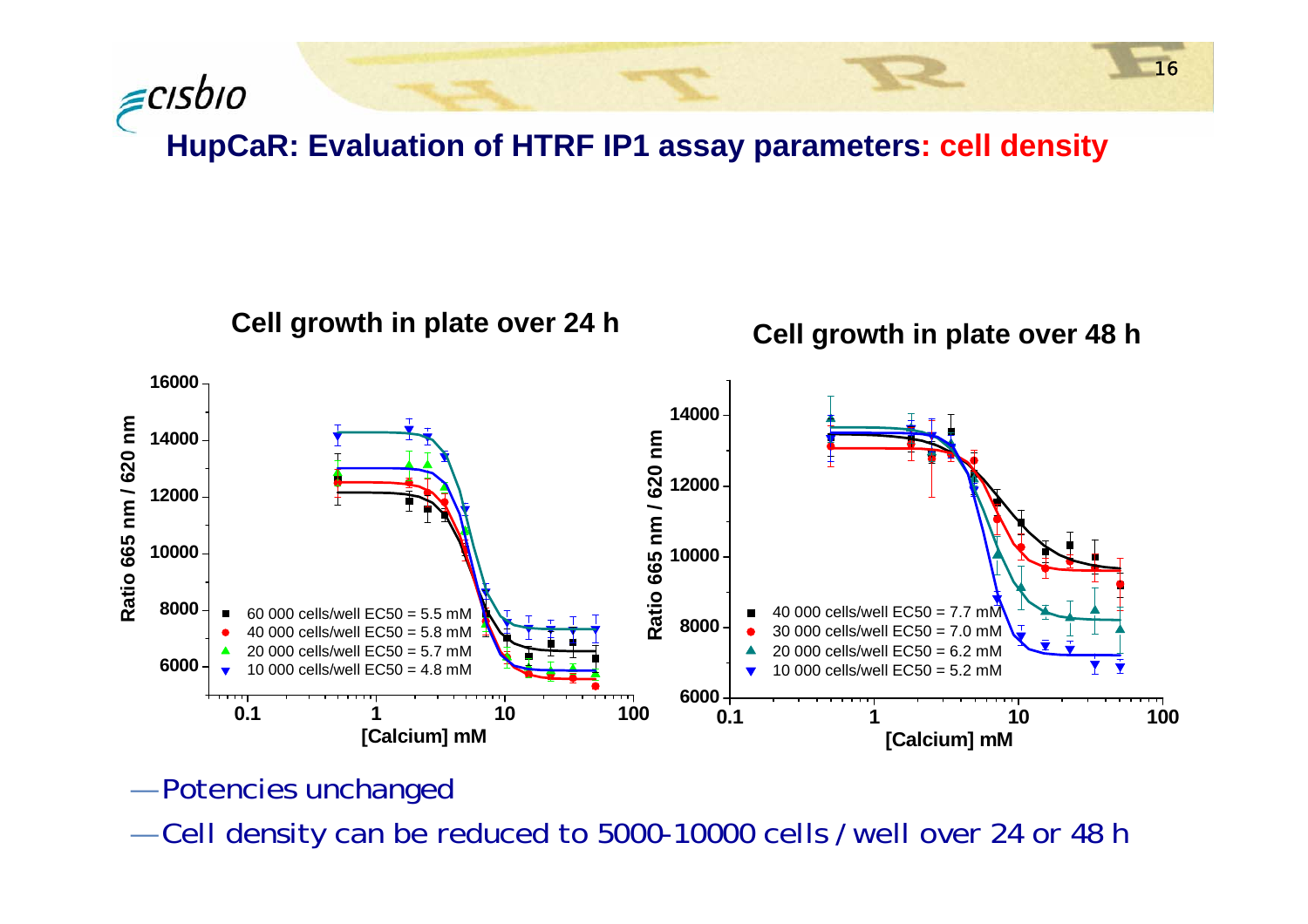## HupCaR: Evaluation of HTRF IP1 assay parameters: cell density

**Cell growth in plate over 24 h**

- 60 000 cells/well EC50 = 5.5 mM
- 40 000 cells/well EC50 = 5.8 mM
- 20 000 cells/well EC50 = 5.7 mM
- 10 000 cells/well EC50 = 4.8 mM

**Cell growth in plate over 48 h**

- 40 000 cells/well EC50 = 7.7 mM
- 30 000 cells/well EC50 = 7.0 mM
- 20 000 cells/well EC50 = 6.2 mM
- 10 000 cells/well EC50 = 5.2 mM

Axes: Ratio 665 nm / 620 nm vs. [Calcium] mM

- Potencies unchanged
- Cell density can be reduced to 5000-10000 cells / well over 24 or 48 h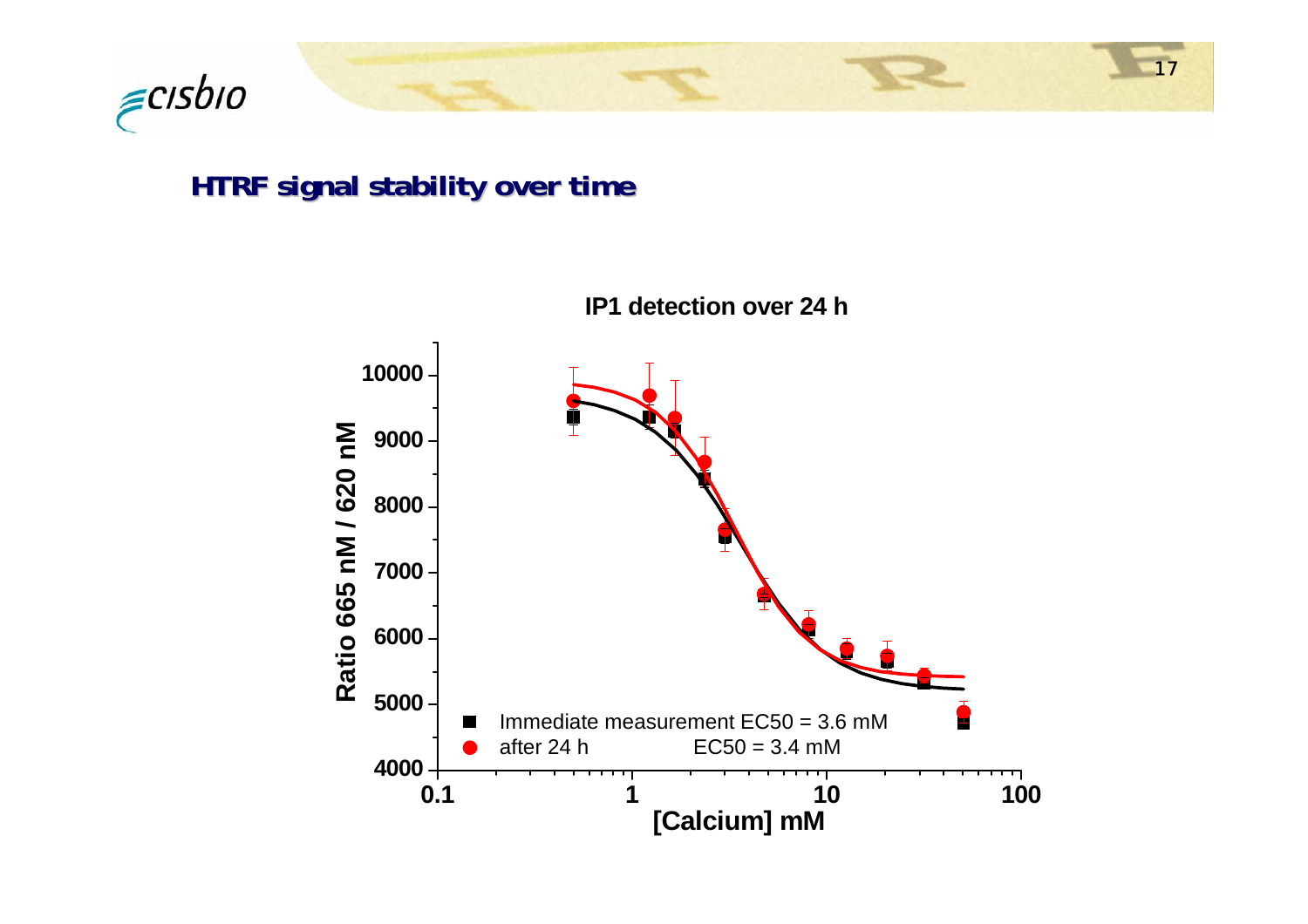## HTRF signal stability over time

**IP1 detection over 24 h**

- Immediate measurement EC50 = 3.6 mM
- after 24 h EC50 = 3.4 mM

Ratio 665 nM / 620 nM

[Calcium] mM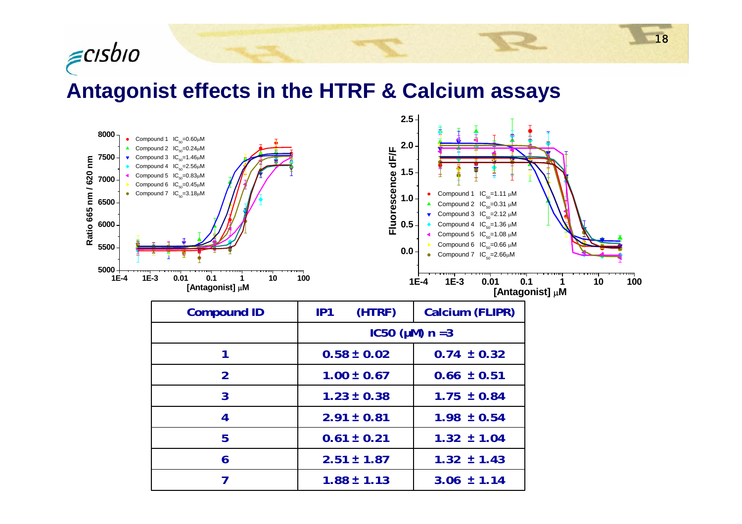# Antagonist effects in the HTRF & Calcium assays

Compound 1 $IC_{50}$=0.60μM
Compound 2 $IC_{50}$=0.24μM
Compound 3 $IC_{50}$=1.46μM
Compound 4 $IC_{50}$=2.56μM
Compound 5 $IC_{50}$=0.83μM
Compound 6 $IC_{50}$=0.45μM
Compound 7 $IC_{50}$=3.18μM

Ratio 665 nm / 620 nm

[Antagonist] μM

Compound 1 $IC_{50}$=1.11 μM
Compound 2 $IC_{50}$=0.31 μM
Compound 3 $IC_{50}$=2.12 μM
Compound 4 $IC_{50}$=1.36 μM
Compound 5 $IC_{50}$=1.08 μM
Compound 6 $IC_{50}$=0.66 μM
Compound 7 $IC_{50}$=2.66μM

Fluorescence dF/F

[Antagonist] μM

| Compound ID | IP1 (HTRF) | Calcium (FLIPR) |
|---|---|---|
| | IC50 (μM) n =3 | |
| 1 | 0.58 ± 0.02 | 0.74 ± 0.32 |
| 2 | 1.00 ± 0.67 | 0.66 ± 0.51 |
| 3 | 1.23 ± 0.38 | 1.75 ± 0.84 |
| 4 | 2.91 ± 0.81 | 1.98 ± 0.54 |
| 5 | 0.61 ± 0.21 | 1.32 ± 1.04 |
| 6 | 2.51 ± 1.87 | 1.32 ± 1.43 |
| 7 | 1.88 ± 1.13 | 3.06 ± 1.14 |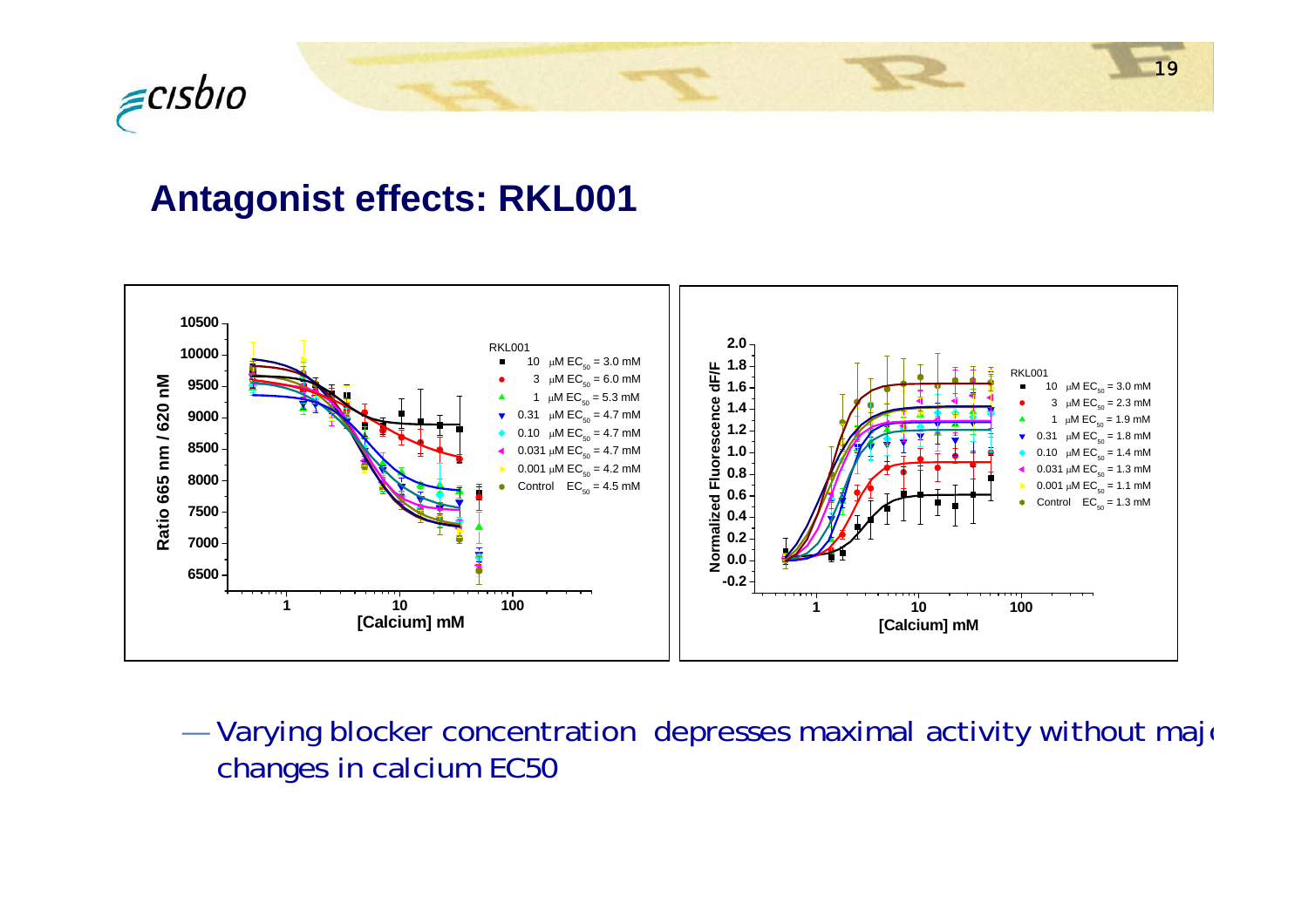## Antagonist effects: RKL001

| RKL001 | $EC_{50}$ (Ratio 665 nm / 620 nm) | $EC_{50}$ (Normalized Fluorescence dF/F) |
|---|---|---|
| 10 µM | 3.0 mM | 3.0 mM |
| 3 µM | 6.0 mM | 2.3 mM |
| 1 µM | 5.3 mM | 1.9 mM |
| 0.31 µM | 4.7 mM | 1.8 mM |
| 0.10 µM | 4.7 mM | 1.4 mM |
| 0.031 µM | 4.7 mM | 1.3 mM |
| 0.001 µM | 4.2 mM | 1.1 mM |
| Control | 4.5 mM | 1.3 mM |

- Varying blocker concentration depresses maximal activity without major changes in calcium EC50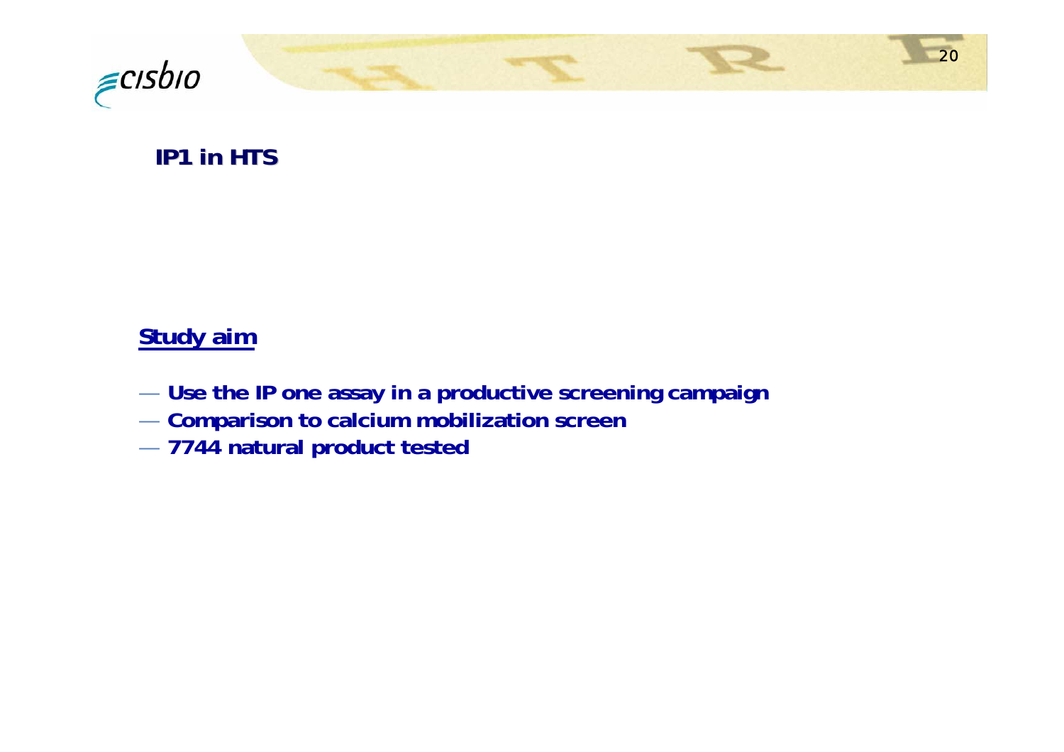## IP1 in HTS

**Study aim**

- **Use the IP one assay in a productive screening campaign**
- **Comparison to calcium mobilization screen**
- **7744 natural product tested**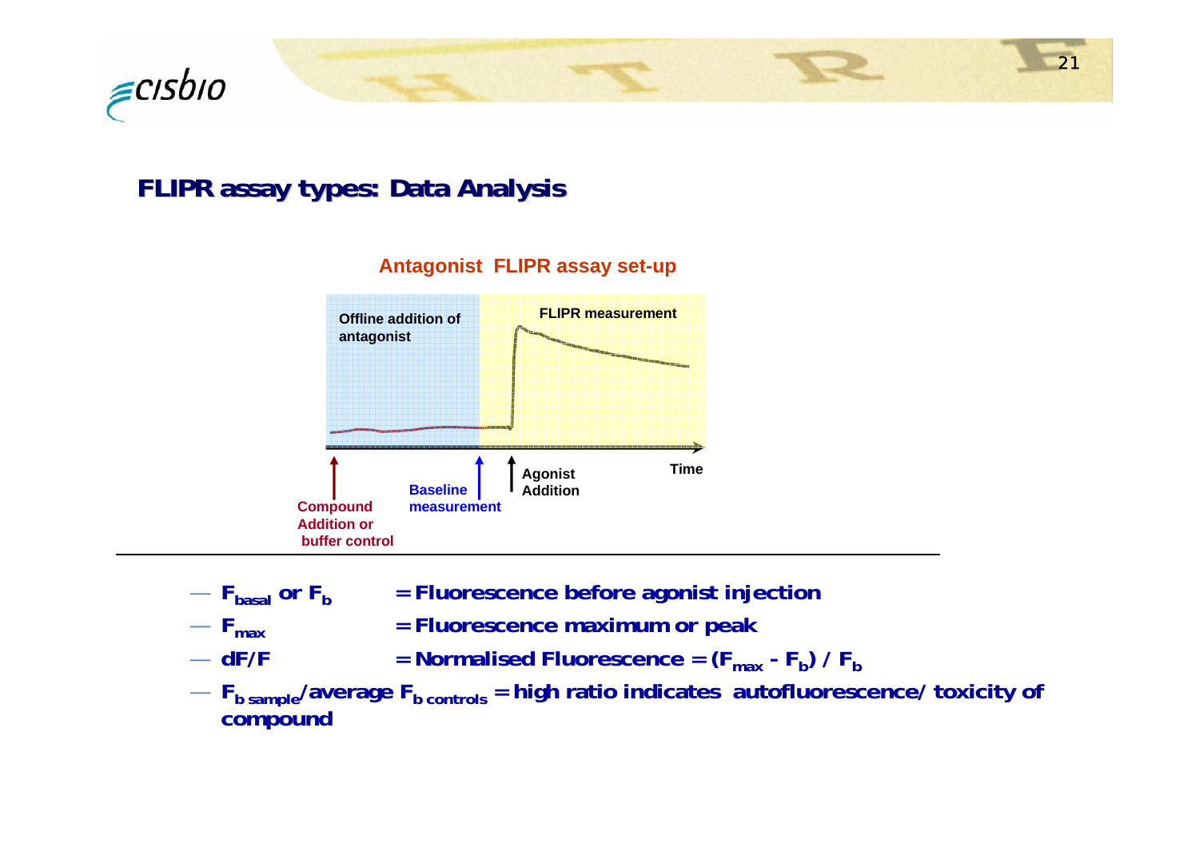## FLIPR assay types: Data Analysis

**Antagonist FLIPR assay set-up**

Offline addition of antagonist

FLIPR measurement

Compound Addition or buffer control

Baseline measurement

Agonist Addition

Time

- $F_{basal}$ or $F_b$ = Fluorescence before agonist injection
- $F_{max}$ = Fluorescence maximum or peak
- dF/F = Normalised Fluorescence = $(F_{max} - F_b) / F_b$
- $F_{b\ sample}$/average $F_{b\ controls}$ = high ratio indicates autofluorescence/ toxicity of compound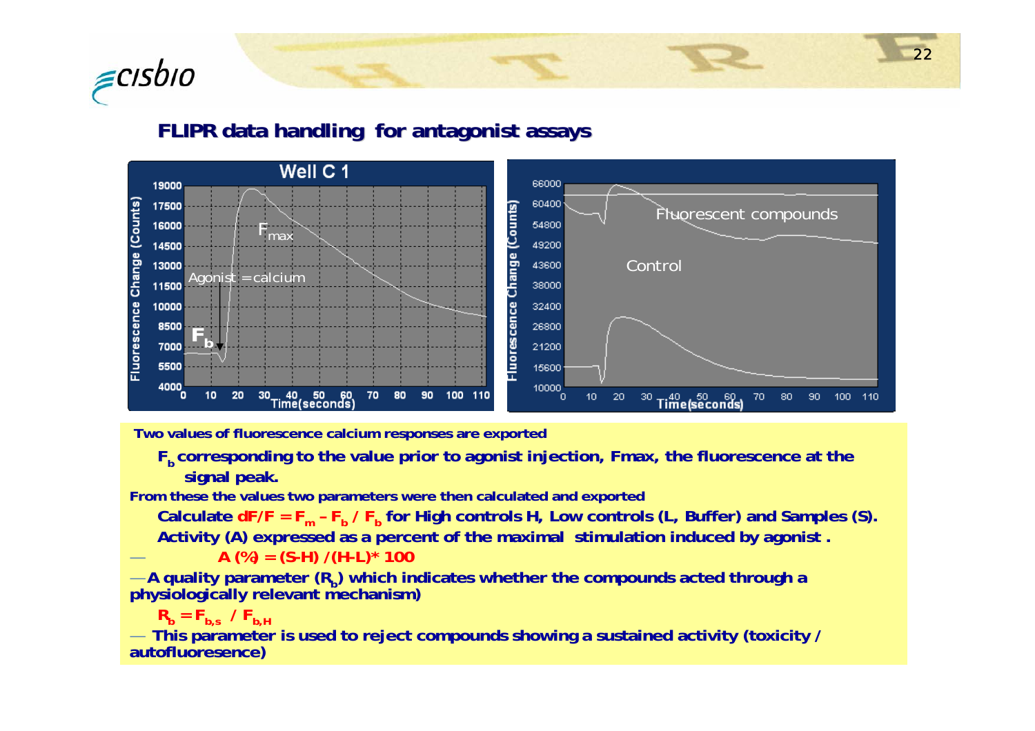## FLIPR data handling for antagonist assays

**Two values of fluorescence calcium responses are exported**

- **$F_b$ corresponding to the value prior to agonist injection, Fmax, the fluorescence at the signal peak.**

**From these the values two parameters were then calculated and exported**

- **Calculate $dF/F = F_m - F_b / F_b$ for High controls H, Low controls (L, Buffer) and Samples (S).**
- **Activity (A) expressed as a percent of the maximal stimulation induced by agonist .**

— **$A (\%) = (S-H) / (H-L) * 100$**

— **A quality parameter ($R_b$) which indicates whether the compounds acted through a physiologically relevant mechanism)**

- **$R_b = F_{b,s} / F_{b,H}$**

— **This parameter is used to reject compounds showing a sustained activity (toxicity / autofluoresence)**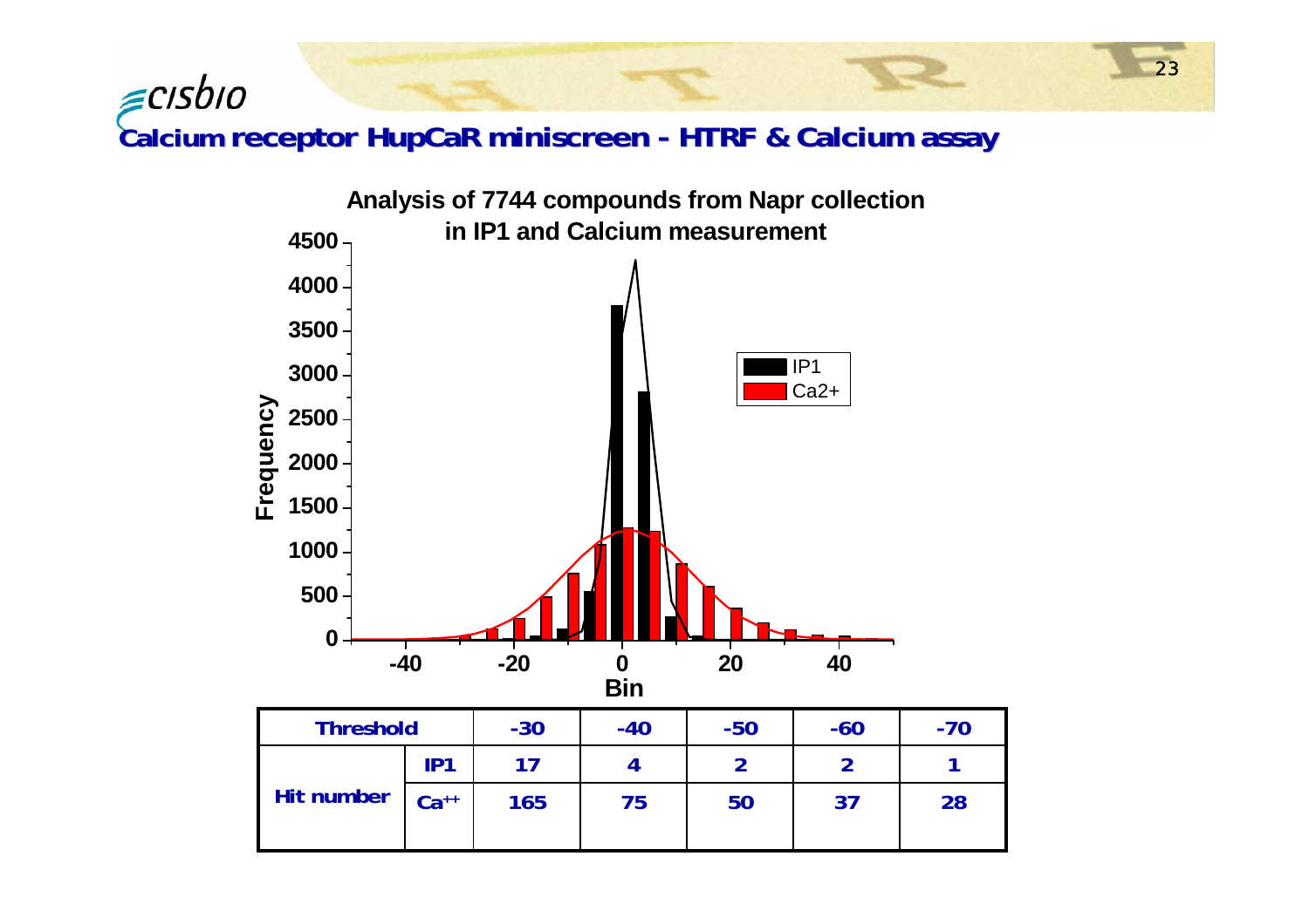## Calcium receptor HupCaR miniscreen - HTRF & Calcium assay

**Analysis of 7744 compounds from Napr collection in IP1 and Calcium measurement**

| Threshold | | -30 | -40 | -50 | -60 | -70 |
|---|---|---|---|---|---|---|
| Hit number | IP1 | 17 | 4 | 2 | 2 | 1 |
| | $Ca^{++}$ | 165 | 75 | 50 | 37 | 28 |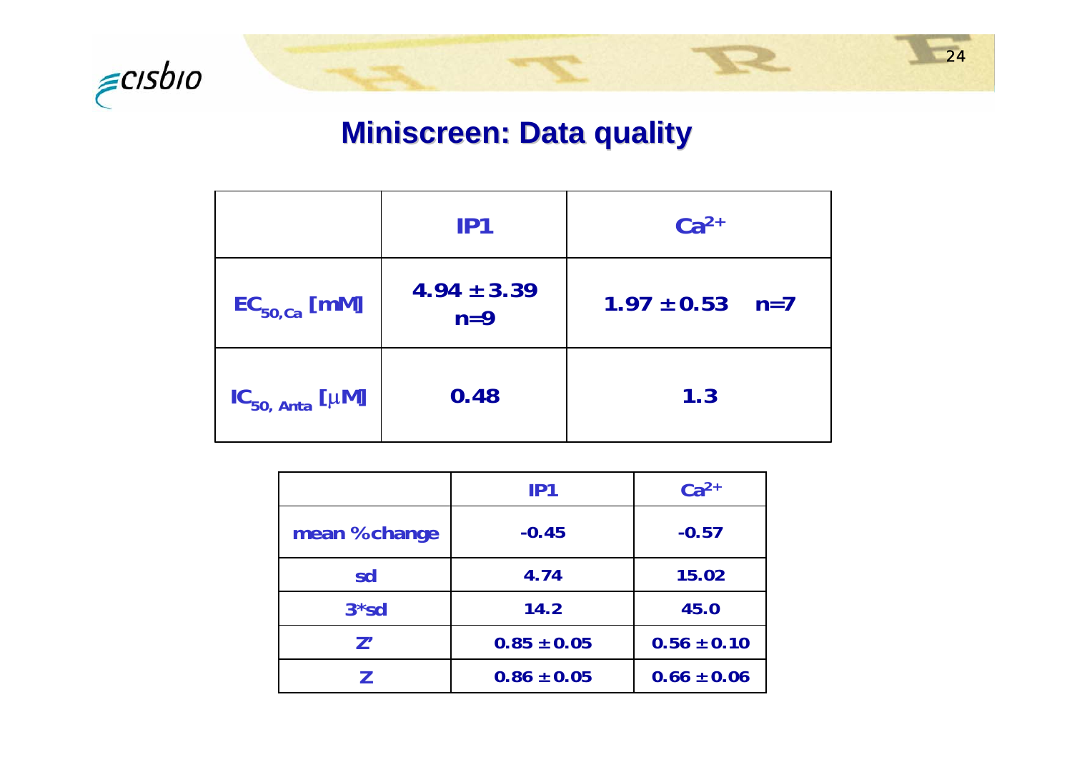# Miniscreen: Data quality

| | IP1 | $Ca^{2+}$ |
|---|---|---|
| $EC_{50,Ca}$ [mM] | 4.94 ± 3.39 n=9 | 1.97 ± 0.53 n=7 |
| $IC_{50,\ Anta}$ [μM] | 0.48 | 1.3 |

| | IP1 | $Ca^{2+}$ |
|---|---|---|
| mean %change | -0.45 | -0.57 |
| sd | 4.74 | 15.02 |
| 3*sd | 14.2 | 45.0 |
| Z' | 0.85 ± 0.05 | 0.56 ± 0.10 |
| Z | 0.86 ± 0.05 | 0.66 ± 0.06 |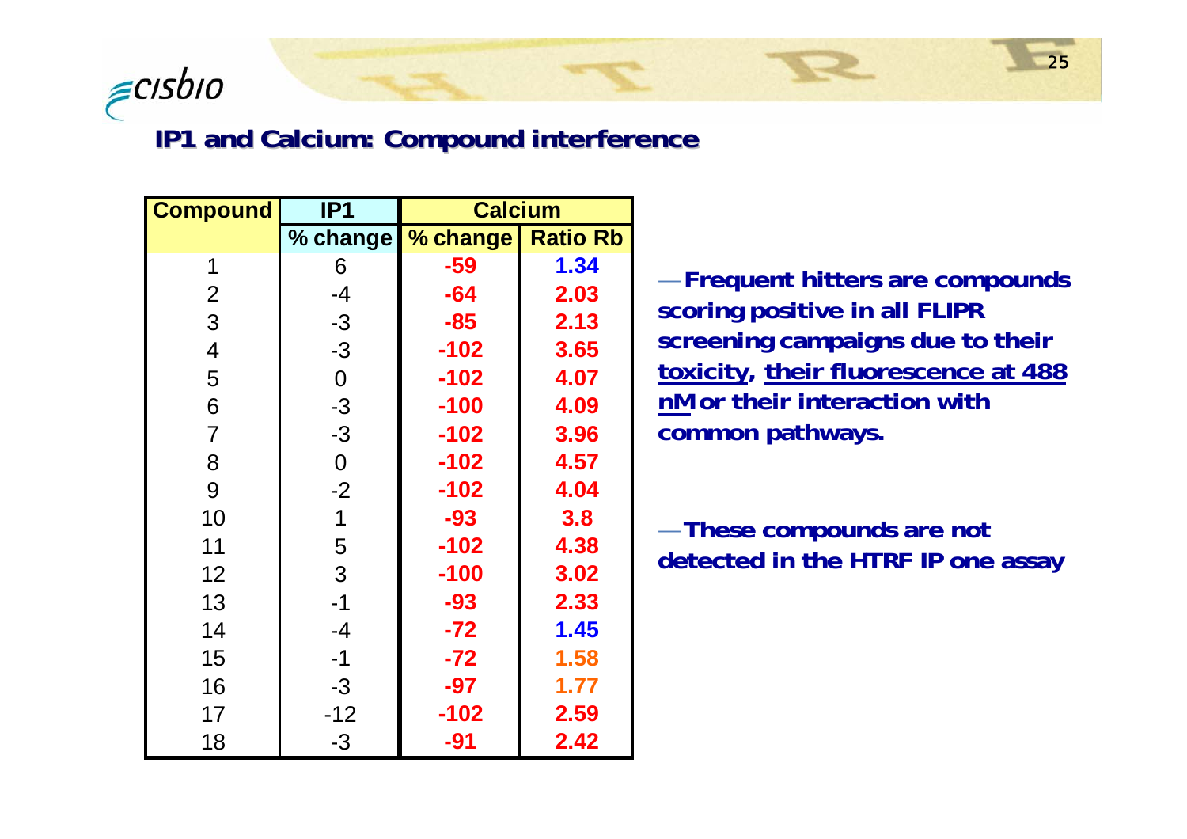## IP1 and Calcium: Compound interference

| Compound | IP1 | Calcium | |
|---|---|---|---|
| | % change | % change | Ratio Rb |
| 1 | 6 | -59 | 1.34 |
| 2 | -4 | -64 | 2.03 |
| 3 | -3 | -85 | 2.13 |
| 4 | -3 | -102 | 3.65 |
| 5 | 0 | -102 | 4.07 |
| 6 | -3 | -100 | 4.09 |
| 7 | -3 | -102 | 3.96 |
| 8 | 0 | -102 | 4.57 |
| 9 | -2 | -102 | 4.04 |
| 10 | 1 | -93 | 3.8 |
| 11 | 5 | -102 | 4.38 |
| 12 | 3 | -100 | 3.02 |
| 13 | -1 | -93 | 2.33 |
| 14 | -4 | -72 | 1.45 |
| 15 | -1 | -72 | 1.58 |
| 16 | -3 | -97 | 1.77 |
| 17 | -12 | -102 | 2.59 |
| 18 | -3 | -91 | 2.42 |

- **Frequent hitters are compounds scoring positive in all FLIPR screening campaigns due to their toxicity, their fluorescence at 488 nM or their interaction with common pathways.**
- **These compounds are not detected in the HTRF IP one assay**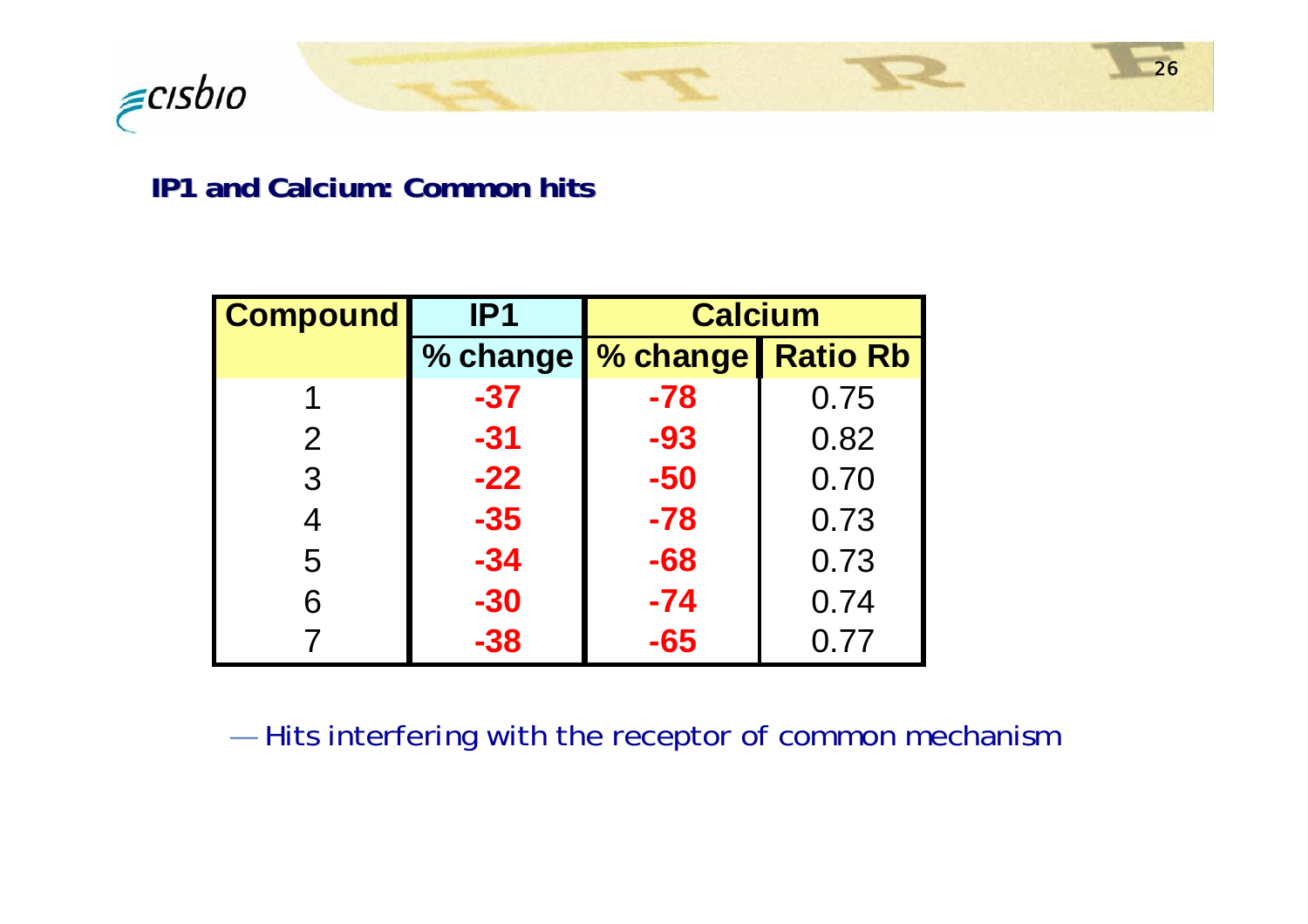## IP1 and Calcium: Common hits

| Compound | IP1 | Calcium | |
|---|---|---|---|
| | % change | % change | Ratio Rb |
| 1 | **-37** | **-78** | 0.75 |
| 2 | **-31** | **-93** | 0.82 |
| 3 | **-22** | **-50** | 0.70 |
| 4 | **-35** | **-78** | 0.73 |
| 5 | **-34** | **-68** | 0.73 |
| 6 | **-30** | **-74** | 0.74 |
| 7 | **-38** | **-65** | 0.77 |

— Hits interfering with the receptor of common mechanism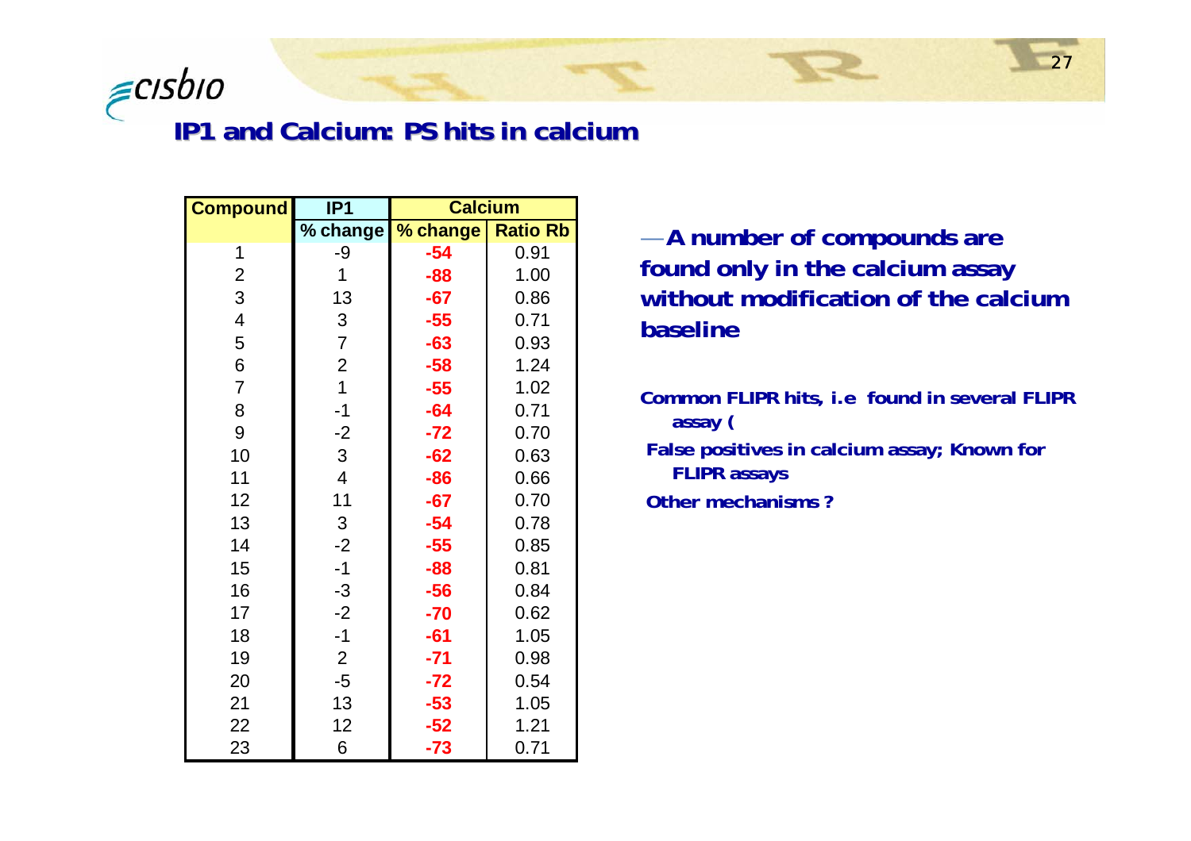## IP1 and Calcium: PS hits in calcium

| Compound | IP1 | Calcium | |
|---|---|---|---|
| | % change | % change | Ratio Rb |
| 1 | -9 | **-54** | 0.91 |
| 2 | 1 | **-88** | 1.00 |
| 3 | 13 | **-67** | 0.86 |
| 4 | 3 | **-55** | 0.71 |
| 5 | 7 | **-63** | 0.93 |
| 6 | 2 | **-58** | 1.24 |
| 7 | 1 | **-55** | 1.02 |
| 8 | -1 | **-64** | 0.71 |
| 9 | -2 | **-72** | 0.70 |
| 10 | 3 | **-62** | 0.63 |
| 11 | 4 | **-86** | 0.66 |
| 12 | 11 | **-67** | 0.70 |
| 13 | 3 | **-54** | 0.78 |
| 14 | -2 | **-55** | 0.85 |
| 15 | -1 | **-88** | 0.81 |
| 16 | -3 | **-56** | 0.84 |
| 17 | -2 | **-70** | 0.62 |
| 18 | -1 | **-61** | 1.05 |
| 19 | 2 | **-71** | 0.98 |
| 20 | -5 | **-72** | 0.54 |
| 21 | 13 | **-53** | 1.05 |
| 22 | 12 | **-52** | 1.21 |
| 23 | 6 | **-73** | 0.71 |

— **A number of compounds are found only in the calcium assay without modification of the calcium baseline**

**Common FLIPR hits, i.e found in several FLIPR assay (**

**False positives in calcium assay; Known for FLIPR assays**

**Other mechanisms ?**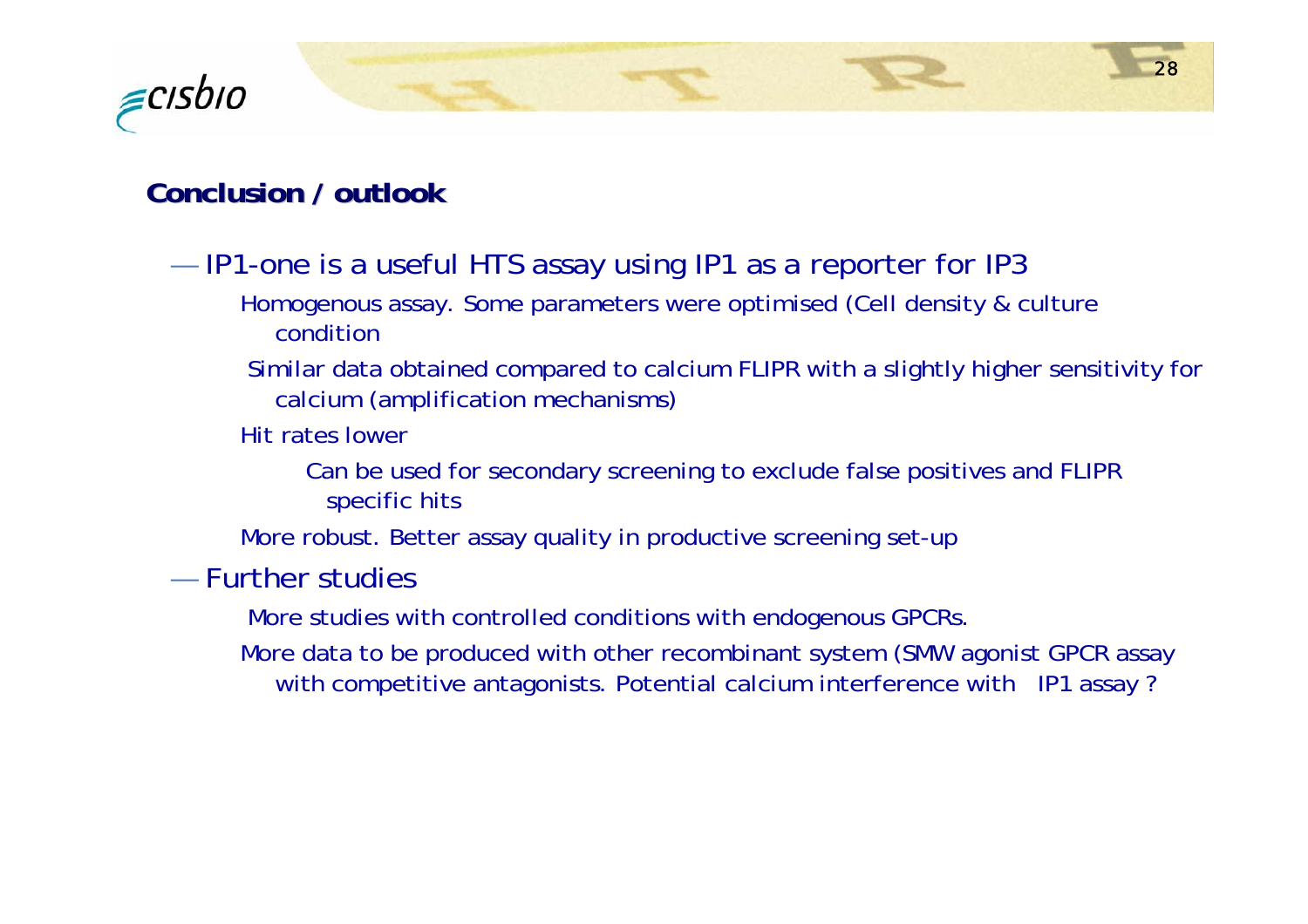## Conclusion / outlook

- IP1-one is a useful HTS assay using IP1 as a reporter for IP3
  - Homogenous assay. Some parameters were optimised (Cell density & culture condition
  - Similar data obtained compared to calcium FLIPR with a slightly higher sensitivity for calcium (amplification mechanisms)
  - Hit rates lower
    - Can be used for secondary screening to exclude false positives and FLIPR specific hits
  - More robust. Better assay quality in productive screening set-up
- Further studies
  - More studies with controlled conditions with endogenous GPCRs.
  - More data to be produced with other recombinant system (SMW agonist GPCR assay with competitive antagonists. Potential calcium interference with IP1 assay ?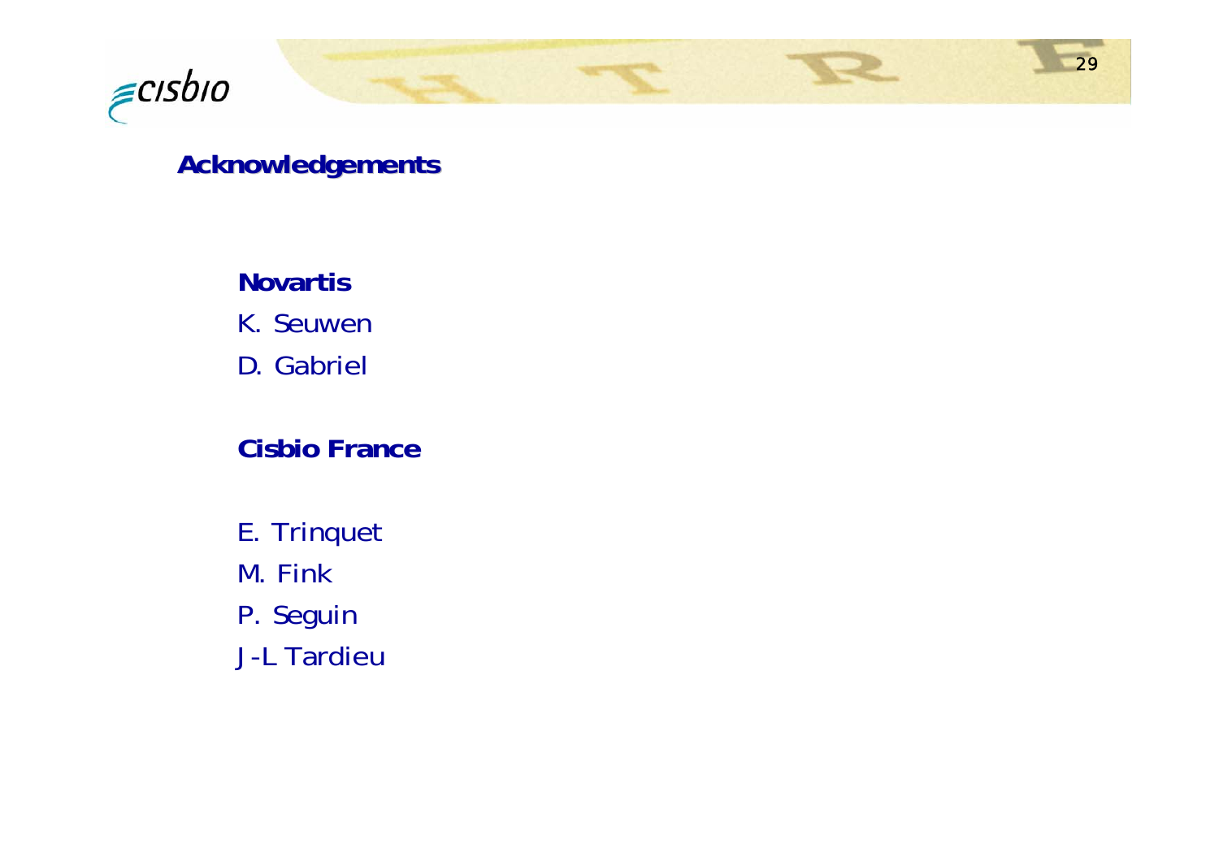## Acknowledgements

**Novartis**

K. Seuwen

D. Gabriel

**Cisbio France**

E. Trinquet

M. Fink

P. Seguin

J-L Tardieu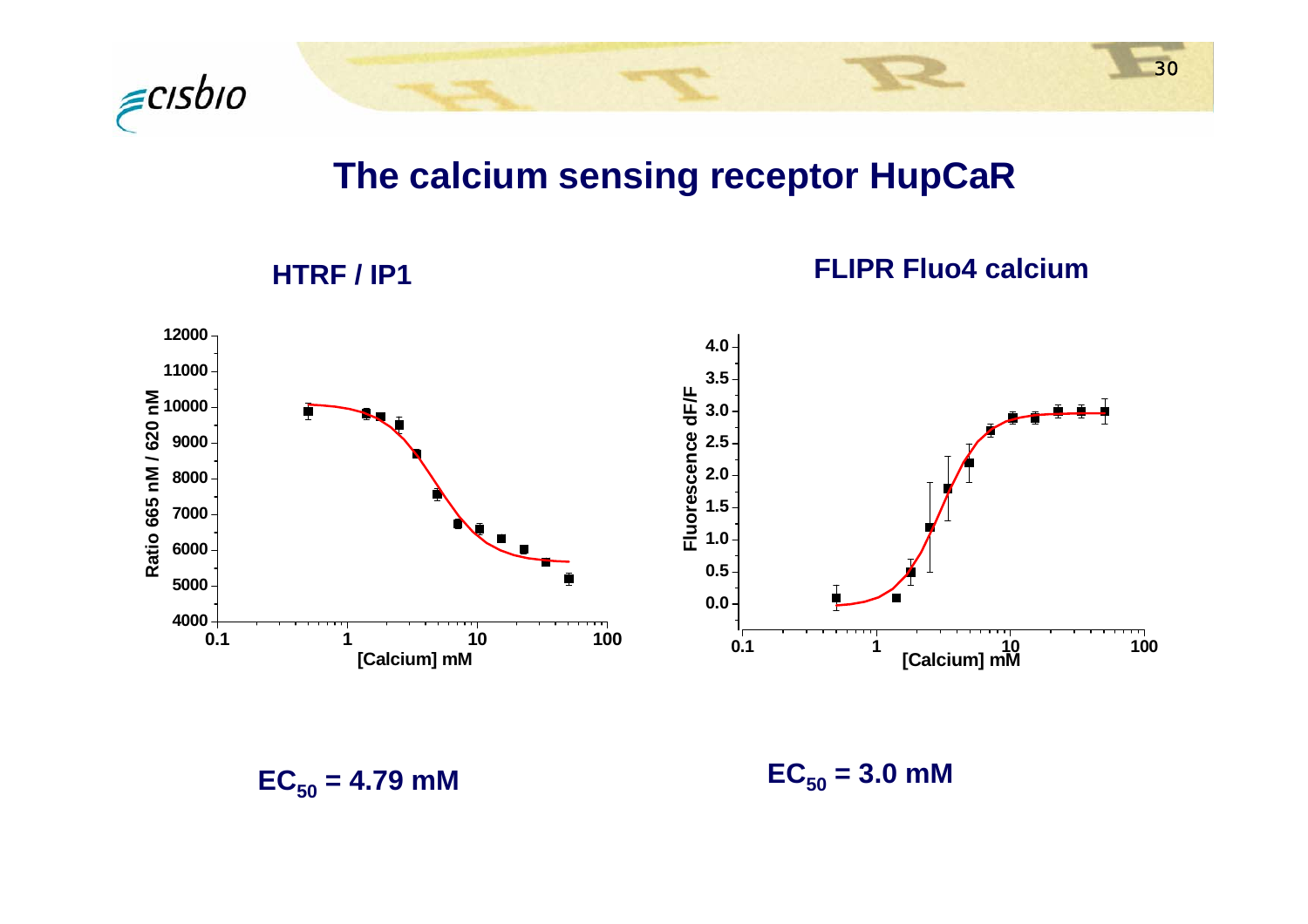# The calcium sensing receptor HupCaR

## HTRF / IP1

Ratio 665 nM / 620 nM

12000
11000
10000
9000
8000
7000
6000
5000
4000

0.1
1
10
100

[Calcium] mM

$EC_{50}$ = 4.79 mM

## FLIPR Fluo4 calcium

Fluorescence dF/F

4.0
3.5
3.0
2.5
2.0
1.5
1.0
0.5
0.0

0.1
1
10
100

[Calcium] mM

$EC_{50}$ = 3.0 mM